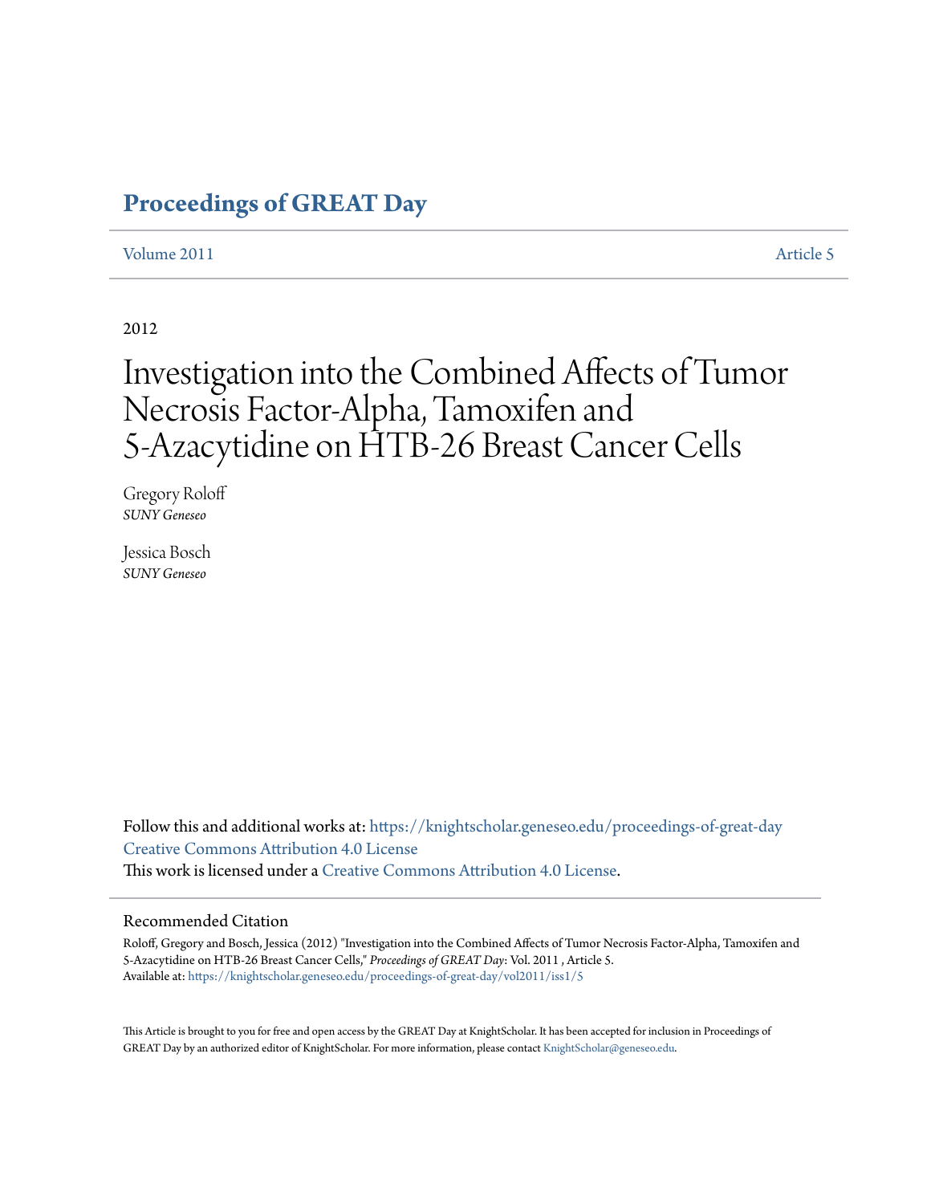# Proceedings of GREAT Day

Volume 2011 Article 5

2012

# Investigation into the Combined Affects of Tumor Necrosis Factor-Alpha, Tamoxifen and 5-Azacytidine on HTB-26 Breast Cancer Cells

Gregory Roloff
*SUNY Geneseo*

Jessica Bosch
*SUNY Geneseo*

Follow this and additional works at: https://knightscholar.geneseo.edu/proceedings-of-great-day
Creative Commons Attribution 4.0 License
This work is licensed under a Creative Commons Attribution 4.0 License.

## Recommended Citation

Roloff, Gregory and Bosch, Jessica (2012) "Investigation into the Combined Affects of Tumor Necrosis Factor-Alpha, Tamoxifen and 5-Azacytidine on HTB-26 Breast Cancer Cells," *Proceedings of GREAT Day*: Vol. 2011 , Article 5.
Available at: https://knightscholar.geneseo.edu/proceedings-of-great-day/vol2011/iss1/5

This Article is brought to you for free and open access by the GREAT Day at KnightScholar. It has been accepted for inclusion in Proceedings of GREAT Day by an authorized editor of KnightScholar. For more information, please contact KnightScholar@geneseo.edu.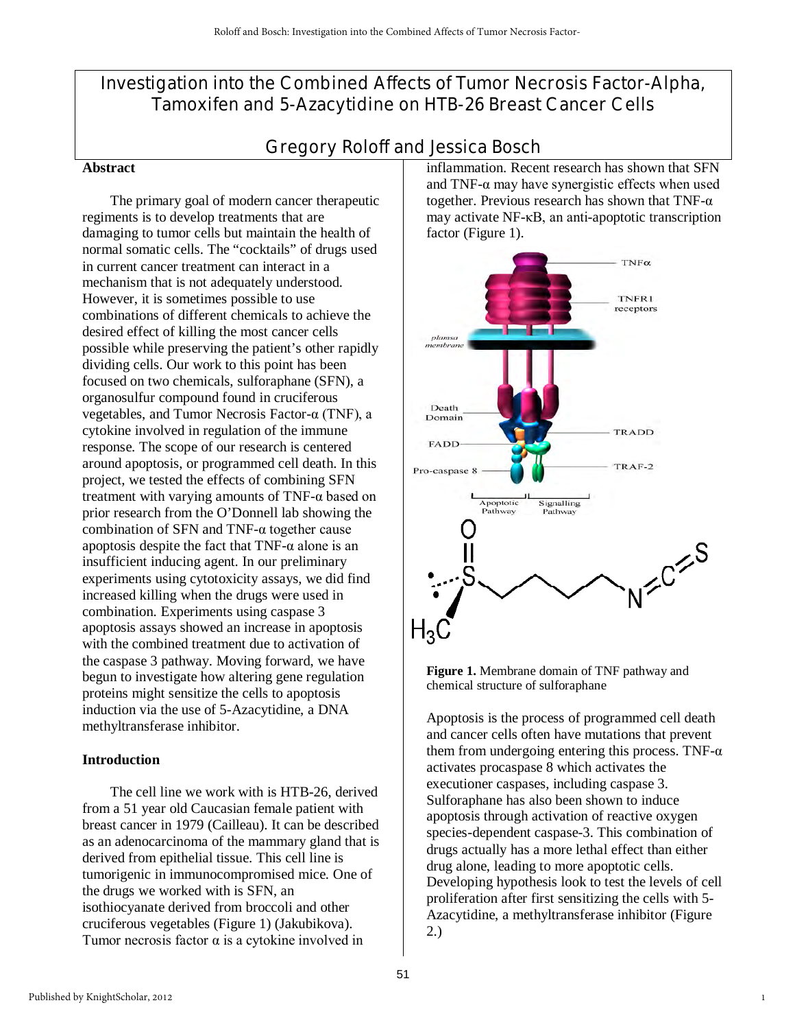# Investigation into the Combined Affects of Tumor Necrosis Factor-Alpha, Tamoxifen and 5-Azacytidine on HTB-26 Breast Cancer Cells

## Gregory Roloff and Jessica Bosch

### Abstract

The primary goal of modern cancer therapeutic regiments is to develop treatments that are damaging to tumor cells but maintain the health of normal somatic cells. The "cocktails" of drugs used in current cancer treatment can interact in a mechanism that is not adequately understood. However, it is sometimes possible to use combinations of different chemicals to achieve the desired effect of killing the most cancer cells possible while preserving the patient's other rapidly dividing cells. Our work to this point has been focused on two chemicals, sulforaphane (SFN), a organosulfur compound found in cruciferous vegetables, and Tumor Necrosis Factor-α (TNF), a cytokine involved in regulation of the immune response. The scope of our research is centered around apoptosis, or programmed cell death. In this project, we tested the effects of combining SFN treatment with varying amounts of TNF-α based on prior research from the O'Donnell lab showing the combination of SFN and TNF-α together cause apoptosis despite the fact that TNF-α alone is an insufficient inducing agent. In our preliminary experiments using cytotoxicity assays, we did find increased killing when the drugs were used in combination. Experiments using caspase 3 apoptosis assays showed an increase in apoptosis with the combined treatment due to activation of the caspase 3 pathway. Moving forward, we have begun to investigate how altering gene regulation proteins might sensitize the cells to apoptosis induction via the use of 5-Azacytidine, a DNA methyltransferase inhibitor.

### Introduction

The cell line we work with is HTB-26, derived from a 51 year old Caucasian female patient with breast cancer in 1979 (Cailleau). It can be described as an adenocarcinoma of the mammary gland that is derived from epithelial tissue. This cell line is tumorigenic in immunocompromised mice. One of the drugs we worked with is SFN, an isothiocyanate derived from broccoli and other cruciferous vegetables (Figure 1) (Jakubikova). Tumor necrosis factor α is a cytokine involved in inflammation. Recent research has shown that SFN and TNF-α may have synergistic effects when used together. Previous research has shown that TNF-α may activate NF-κB, an anti-apoptotic transcription factor (Figure 1).

**Figure 1.** Membrane domain of TNF pathway and chemical structure of sulforaphane

Apoptosis is the process of programmed cell death and cancer cells often have mutations that prevent them from undergoing entering this process. TNF-α activates procaspase 8 which activates the executioner caspases, including caspase 3. Sulforaphane has also been shown to induce apoptosis through activation of reactive oxygen species-dependent caspase-3. This combination of drugs actually has a more lethal effect than either drug alone, leading to more apoptotic cells. Developing hypothesis look to test the levels of cell proliferation after first sensitizing the cells with 5-Azacytidine, a methyltransferase inhibitor (Figure 2.)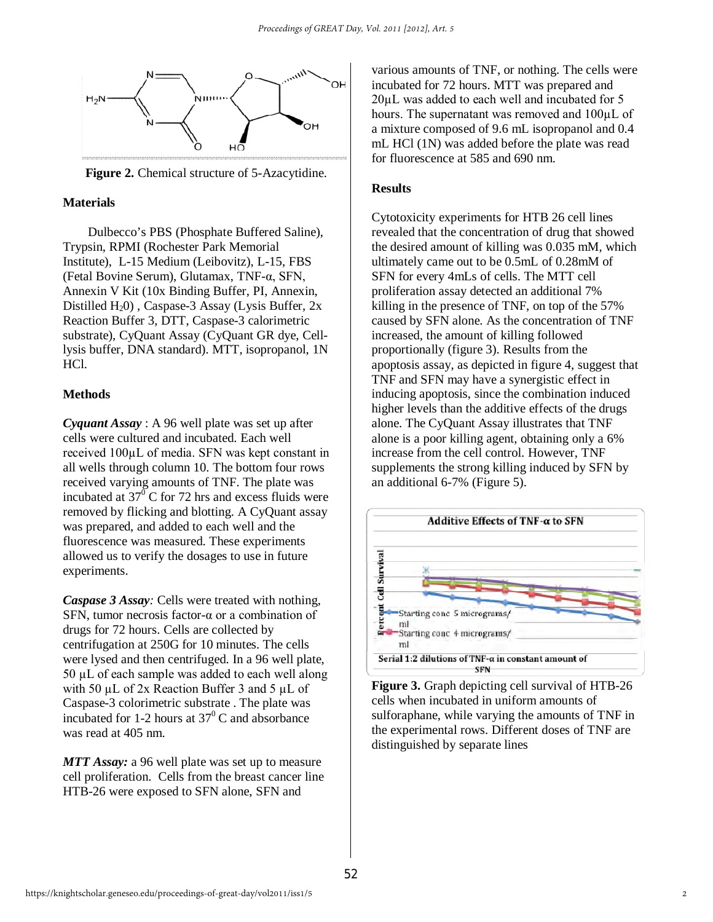**Figure 2.** Chemical structure of 5-Azacytidine.

## Materials

Dulbecco's PBS (Phosphate Buffered Saline), Trypsin, RPMI (Rochester Park Memorial Institute), L-15 Medium (Leibovitz), L-15, FBS (Fetal Bovine Serum), Glutamax, TNF-α, SFN, Annexin V Kit (10x Binding Buffer, PI, Annexin, Distilled $H_2O$) , Caspase-3 Assay (Lysis Buffer, 2x Reaction Buffer 3, DTT, Caspase-3 calorimetric substrate), CyQuant Assay (CyQuant GR dye, Cell-lysis buffer, DNA standard). MTT, isopropanol, 1N HCl.

## Methods

***Cyquant Assay*** : A 96 well plate was set up after cells were cultured and incubated. Each well received 100µL of media. SFN was kept constant in all wells through column 10. The bottom four rows received varying amounts of TNF. The plate was incubated at $37^0$ C for 72 hrs and excess fluids were removed by flicking and blotting. A CyQuant assay was prepared, and added to each well and the fluorescence was measured. These experiments allowed us to verify the dosages to use in future experiments.

***Caspase 3 Assay****:* Cells were treated with nothing, SFN, tumor necrosis factor-α or a combination of drugs for 72 hours. Cells are collected by centrifugation at 250G for 10 minutes. The cells were lysed and then centrifuged. In a 96 well plate, 50 µL of each sample was added to each well along with 50 µL of 2x Reaction Buffer 3 and 5 µL of Caspase-3 colorimetric substrate . The plate was incubated for 1-2 hours at $37^0$ C and absorbance was read at 405 nm.

***MTT Assay:*** a 96 well plate was set up to measure cell proliferation. Cells from the breast cancer line HTB-26 were exposed to SFN alone, SFN and various amounts of TNF, or nothing. The cells were incubated for 72 hours. MTT was prepared and 20µL was added to each well and incubated for 5 hours. The supernatant was removed and 100µL of a mixture composed of 9.6 mL isopropanol and 0.4 mL HCl (1N) was added before the plate was read for fluorescence at 585 and 690 nm.

## Results

Cytotoxicity experiments for HTB 26 cell lines revealed that the concentration of drug that showed the desired amount of killing was 0.035 mM, which ultimately came out to be 0.5mL of 0.28mM of SFN for every 4mLs of cells. The MTT cell proliferation assay detected an additional 7% killing in the presence of TNF, on top of the 57% caused by SFN alone. As the concentration of TNF increased, the amount of killing followed proportionally (figure 3). Results from the apoptosis assay, as depicted in figure 4, suggest that TNF and SFN may have a synergistic effect in inducing apoptosis, since the combination induced higher levels than the additive effects of the drugs alone. The CyQuant Assay illustrates that TNF alone is a poor killing agent, obtaining only a 6% increase from the cell control. However, TNF supplements the strong killing induced by SFN by an additional 6-7% (Figure 5).

**Figure 3.** Graph depicting cell survival of HTB-26 cells when incubated in uniform amounts of sulforaphane, while varying the amounts of TNF in the experimental rows. Different doses of TNF are distinguished by separate lines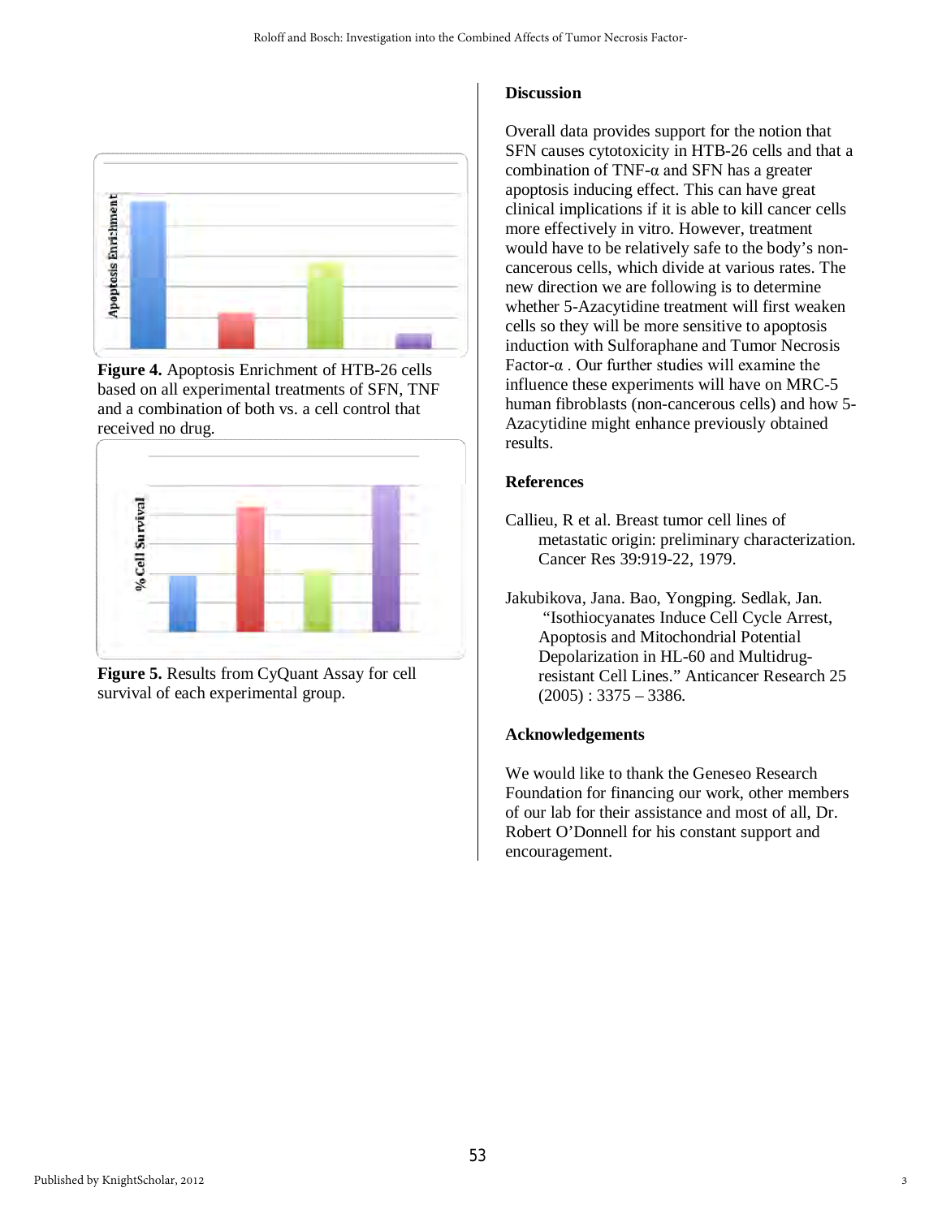Apoptosis Enrichment

**Figure 4.** Apoptosis Enrichment of HTB-26 cells based on all experimental treatments of SFN, TNF and a combination of both vs. a cell control that received no drug.

% Cell Survival

**Figure 5.** Results from CyQuant Assay for cell survival of each experimental group.

## Discussion

Overall data provides support for the notion that SFN causes cytotoxicity in HTB-26 cells and that a combination of TNF-α and SFN has a greater apoptosis inducing effect. This can have great clinical implications if it is able to kill cancer cells more effectively in vitro. However, treatment would have to be relatively safe to the body's non-cancerous cells, which divide at various rates. The new direction we are following is to determine whether 5-Azacytidine treatment will first weaken cells so they will be more sensitive to apoptosis induction with Sulforaphane and Tumor Necrosis Factor-α . Our further studies will examine the influence these experiments will have on MRC-5 human fibroblasts (non-cancerous cells) and how 5-Azacytidine might enhance previously obtained results.

## References

Callieu, R et al. Breast tumor cell lines of metastatic origin: preliminary characterization. Cancer Res 39:919-22, 1979.

Jakubikova, Jana. Bao, Yongping. Sedlak, Jan. "Isothiocyanates Induce Cell Cycle Arrest, Apoptosis and Mitochondrial Potential Depolarization in HL-60 and Multidrug-resistant Cell Lines." Anticancer Research 25 (2005) : 3375 – 3386.

## Acknowledgements

We would like to thank the Geneseo Research Foundation for financing our work, other members of our lab for their assistance and most of all, Dr. Robert O'Donnell for his constant support and encouragement.